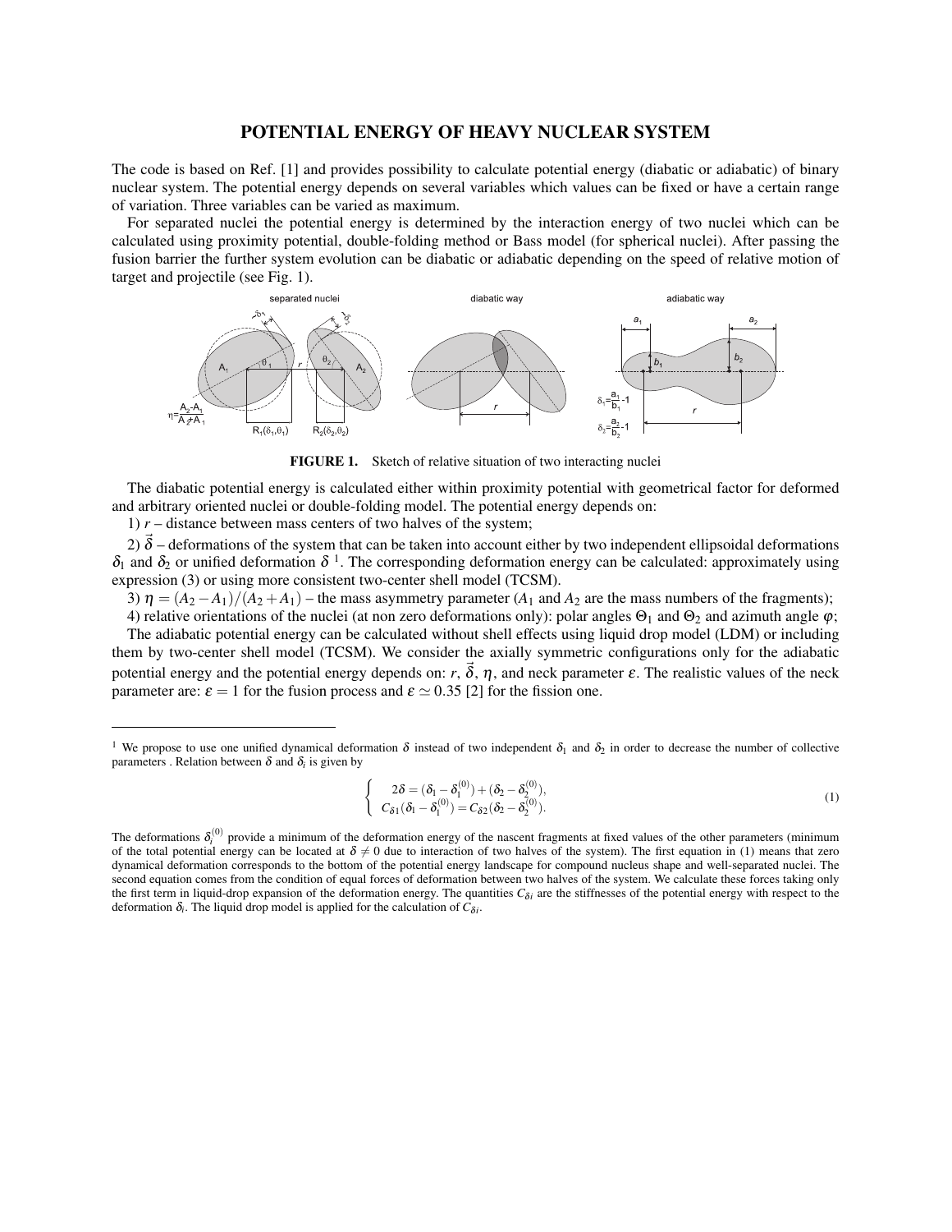# POTENTIAL ENERGY OF HEAVY NUCLEAR SYSTEM

The code is based on Ref. [1] and provides possibility to calculate potential energy (diabatic or adiabatic) of binary nuclear system. The potential energy depends on several variables which values can be fixed or have a certain range of variation. Three variables can be varied as maximum.

For separated nuclei the potential energy is determined by the interaction energy of two nuclei which can be calculated using proximity potential, double-folding method or Bass model (for spherical nuclei). After passing the fusion barrier the further system evolution can be diabatic or adiabatic depending on the speed of relative motion of target and projectile (see Fig. 1).

**FIGURE 1.** Sketch of relative situation of two interacting nuclei

The diabatic potential energy is calculated either within proximity potential with geometrical factor for deformed and arbitrary oriented nuclei or double-folding model. The potential energy depends on:

1) $r$ – distance between mass centers of two halves of the system;

2) $\vec{\delta}$ – deformations of the system that can be taken into account either by two independent ellipsoidal deformations $\delta_1$ and $\delta_2$ or unified deformation $\delta$ [1]. The corresponding deformation energy can be calculated: approximately using expression (3) or using more consistent two-center shell model (TCSM).

3) $\eta = (A_2 - A_1)/(A_2 + A_1)$ – the mass asymmetry parameter ($A_1$ and $A_2$ are the mass numbers of the fragments);

4) relative orientations of the nuclei (at non zero deformations only): polar angles $\Theta_1$ and $\Theta_2$ and azimuth angle $\varphi$;

The adiabatic potential energy can be calculated without shell effects using liquid drop model (LDM) or including them by two-center shell model (TCSM). We consider the axially symmetric configurations only for the adiabatic potential energy and the potential energy depends on: $r$, $\vec{\delta}$, $\eta$, and neck parameter $\varepsilon$. The realistic values of the neck parameter are: $\varepsilon = 1$ for the fusion process and $\varepsilon \simeq 0.35$ [2] for the fission one.

---

[1] We propose to use one unified dynamical deformation $\delta$ instead of two independent $\delta_1$ and $\delta_2$ in order to decrease the number of collective parameters . Relation between $\delta$ and $\delta_i$ is given by

$$\begin{cases} 2\delta = (\delta_1 - \delta_1^{(0)}) + (\delta_2 - \delta_2^{(0)}), \\ C_{\delta 1}(\delta_1 - \delta_1^{(0)}) = C_{\delta 2}(\delta_2 - \delta_2^{(0)}). \end{cases} \tag{1}$$

The deformations $\delta_i^{(0)}$ provide a minimum of the deformation energy of the nascent fragments at fixed values of the other parameters (minimum of the total potential energy can be located at $\delta \neq 0$ due to interaction of two halves of the system). The first equation in (1) means that zero dynamical deformation corresponds to the bottom of the potential energy landscape for compound nucleus shape and well-separated nuclei. The second equation comes from the condition of equal forces of deformation between two halves of the system. We calculate these forces taking only the first term in liquid-drop expansion of the deformation energy. The quantities $C_{\delta i}$ are the stiffnesses of the potential energy with respect to the deformation $\delta_i$. The liquid drop model is applied for the calculation of $C_{\delta i}$.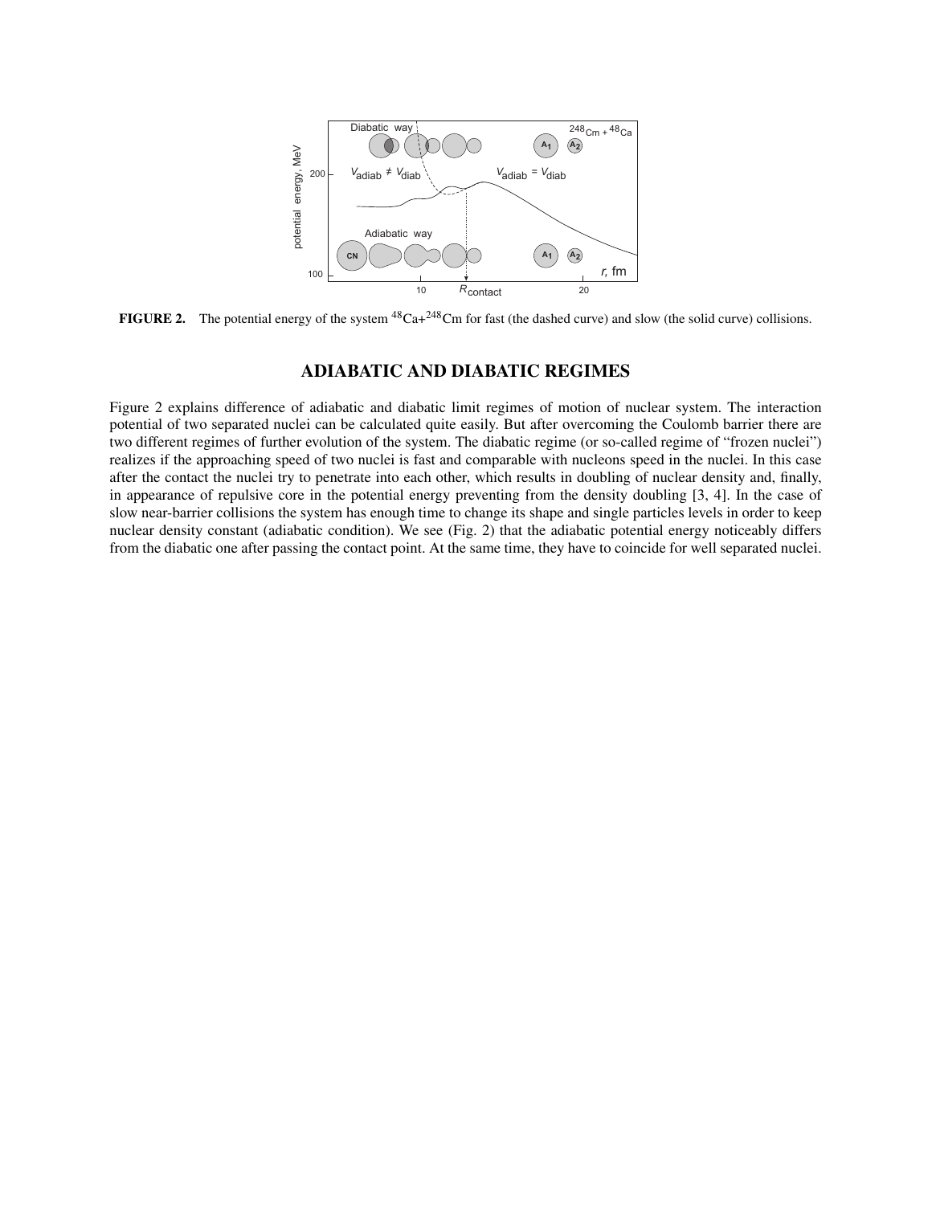**FIGURE 2.** The potential energy of the system $^{48}Ca$+$^{248}Cm$ for fast (the dashed curve) and slow (the solid curve) collisions.

## ADIABATIC AND DIABATIC REGIMES

Figure 2 explains difference of adiabatic and diabatic limit regimes of motion of nuclear system. The interaction potential of two separated nuclei can be calculated quite easily. But after overcoming the Coulomb barrier there are two different regimes of further evolution of the system. The diabatic regime (or so-called regime of "frozen nuclei") realizes if the approaching speed of two nuclei is fast and comparable with nucleons speed in the nuclei. In this case after the contact the nuclei try to penetrate into each other, which results in doubling of nuclear density and, finally, in appearance of repulsive core in the potential energy preventing from the density doubling [3, 4]. In the case of slow near-barrier collisions the system has enough time to change its shape and single particles levels in order to keep nuclear density constant (adiabatic condition). We see (Fig. 2) that the adiabatic potential energy noticeably differs from the diabatic one after passing the contact point. At the same time, they have to coincide for well separated nuclei.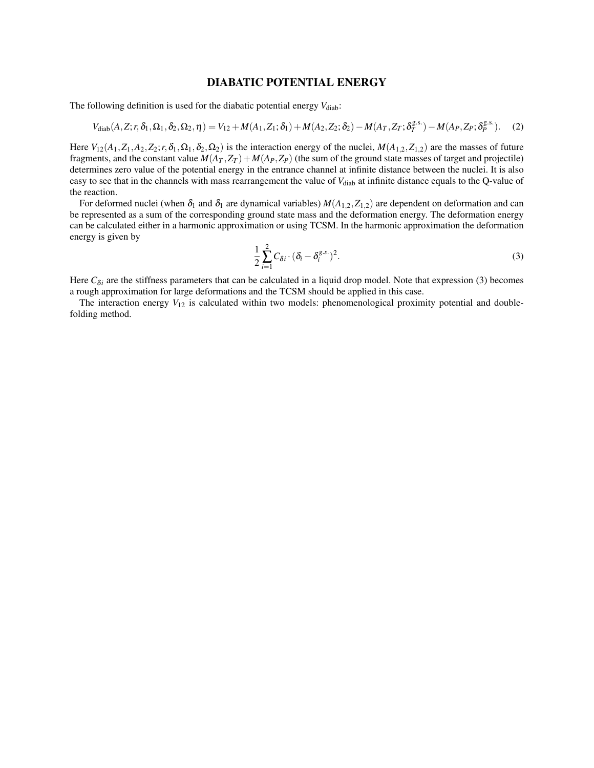## DIABATIC POTENTIAL ENERGY

The following definition is used for the diabatic potential energy $V_{\rm diab}$:

$$V_{\rm diab}(A,Z;r,\delta_1,\Omega_1,\delta_2,\Omega_2,\eta) = V_{12} + M(A_1,Z_1;\delta_1) + M(A_2,Z_2;\delta_2) - M(A_T,Z_T;\delta_T^{\rm g.s.}) - M(A_P,Z_P;\delta_P^{\rm g.s.}). \quad (2)$$

Here $V_{12}(A_1,Z_1,A_2,Z_2;r,\delta_1,\Omega_1,\delta_2,\Omega_2)$ is the interaction energy of the nuclei, $M(A_{1,2},Z_{1,2})$ are the masses of future fragments, and the constant value $M(A_T,Z_T)+M(A_P,Z_P)$ (the sum of the ground state masses of target and projectile) determines zero value of the potential energy in the entrance channel at infinite distance between the nuclei. It is also easy to see that in the channels with mass rearrangement the value of $V_{\rm diab}$ at infinite distance equals to the Q-value of the reaction.

For deformed nuclei (when $\delta_1$ and $\delta_1$ are dynamical variables) $M(A_{1,2},Z_{1,2})$ are dependent on deformation and can be represented as a sum of the corresponding ground state mass and the deformation energy. The deformation energy can be calculated either in a harmonic approximation or using TCSM. In the harmonic approximation the deformation energy is given by

$$\frac{1}{2}\sum_{i=1}^{2} C_{\delta i}\cdot(\delta_i - \delta_i^{g.s.})^2. \quad (3)$$

Here $C_{\delta i}$ are the stiffness parameters that can be calculated in a liquid drop model. Note that expression (3) becomes a rough approximation for large deformations and the TCSM should be applied in this case.

The interaction energy $V_{12}$ is calculated within two models: phenomenological proximity potential and double-folding method.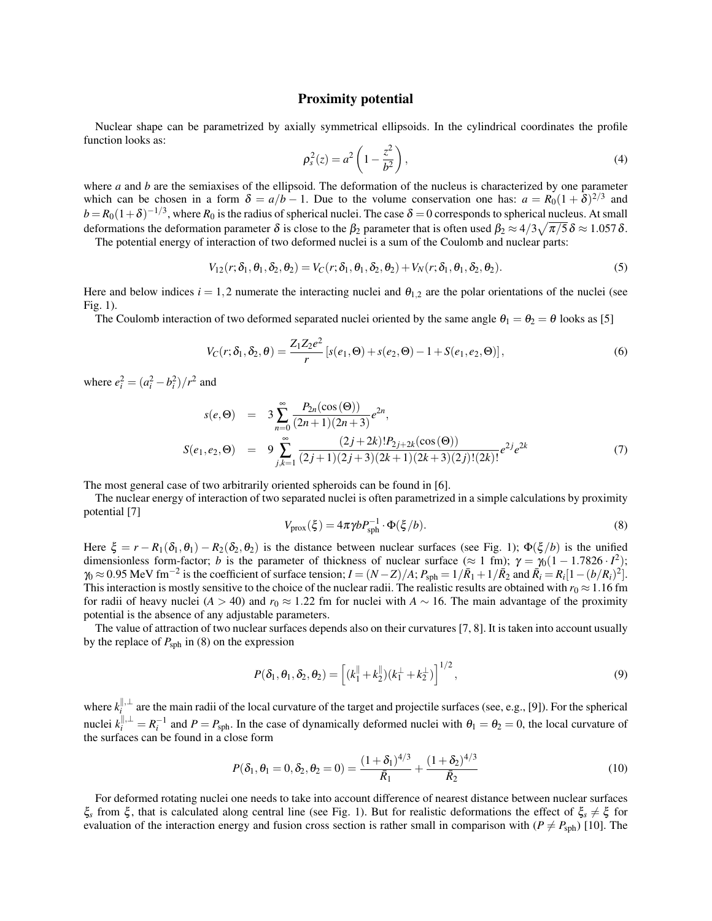## Proximity potential

Nuclear shape can be parametrized by axially symmetrical ellipsoids. In the cylindrical coordinates the profile function looks as:

$$\rho_s^2(z) = a^2\left(1 - \frac{z^2}{b^2}\right), \tag{4}$$

where $a$ and $b$ are the semiaxises of the ellipsoid. The deformation of the nucleus is characterized by one parameter which can be chosen in a form $\delta = a/b - 1$. Due to the volume conservation one has: $a = R_0(1+\delta)^{2/3}$ and $b = R_0(1+\delta)^{-1/3}$, where $R_0$ is the radius of spherical nuclei. The case $\delta = 0$ corresponds to spherical nucleus. At small deformations the deformation parameter $\delta$ is close to the $\beta_2$ parameter that is often used $\beta_2 \approx 4/3\sqrt{\pi/5}\,\delta \approx 1.057\,\delta$.

The potential energy of interaction of two deformed nuclei is a sum of the Coulomb and nuclear parts:

$$V_{12}(r;\delta_1,\theta_1,\delta_2,\theta_2) = V_C(r;\delta_1,\theta_1,\delta_2,\theta_2) + V_N(r;\delta_1,\theta_1,\delta_2,\theta_2). \tag{5}$$

Here and below indices $i = 1,2$ numerate the interacting nuclei and $\theta_{1,2}$ are the polar orientations of the nuclei (see Fig. 1).

The Coulomb interaction of two deformed separated nuclei oriented by the same angle $\theta_1 = \theta_2 = \theta$ looks as [5]

$$V_C(r;\delta_1,\delta_2,\theta) = \frac{Z_1 Z_2 e^2}{r}\left[s(e_1,\Theta) + s(e_2,\Theta) - 1 + S(e_1,e_2,\Theta)\right], \tag{6}$$

where $e_i^2 = (a_i^2 - b_i^2)/r^2$ and

$$\begin{aligned} s(e,\Theta) &= 3\sum_{n=0}^{\infty} \frac{P_{2n}(\cos(\Theta))}{(2n+1)(2n+3)} e^{2n}, \\ S(e_1,e_2,\Theta) &= 9\sum_{j,k=1}^{\infty} \frac{(2j+2k)!P_{2j+2k}(\cos(\Theta))}{(2j+1)(2j+3)(2k+1)(2k+3)(2j)!(2k)!} e^{2j} e^{2k} \end{aligned} \tag{7}$$

The most general case of two arbitrarily oriented spheroids can be found in [6].

The nuclear energy of interaction of two separated nuclei is often parametrized in a simple calculations by proximity potential [7]

$$V_{\text{prox}}(\xi) = 4\pi\gamma b P_{\text{sph}}^{-1} \cdot \Phi(\xi/b). \tag{8}$$

Here $\xi = r - R_1(\delta_1,\theta_1) - R_2(\delta_2,\theta_2)$ is the distance between nuclear surfaces (see Fig. 1); $\Phi(\xi/b)$ is the unified dimensionless form-factor; $b$ is the parameter of thickness of nuclear surface ($\approx 1$ fm); $\gamma = \gamma_0(1 - 1.7826 \cdot I^2)$; $\gamma_0 \approx 0.95$ MeV fm$^{-2}$ is the coefficient of surface tension; $I = (N-Z)/A$; $P_{\text{sph}} = 1/\bar{R}_1 + 1/\bar{R}_2$ and $\bar{R}_i = R_i[1 - (b/R_i)^2]$. This interaction is mostly sensitive to the choice of the nuclear radii. The realistic results are obtained with $r_0 \approx 1.16$ fm for radii of heavy nuclei ($A > 40$) and $r_0 \approx 1.22$ fm for nuclei with $A \sim 16$. The main advantage of the proximity potential is the absence of any adjustable parameters.

The value of attraction of two nuclear surfaces depends also on their curvatures [7, 8]. It is taken into account usually by the replace of $P_{\text{sph}}$ in (8) on the expression

$$P(\delta_1,\theta_1,\delta_2,\theta_2) = \left[(k_1^{\parallel} + k_2^{\parallel})(k_1^{\perp} + k_2^{\perp})\right]^{1/2}, \tag{9}$$

where $k_i^{\parallel,\perp}$ are the main radii of the local curvature of the target and projectile surfaces (see, e.g., [9]). For the spherical nuclei $k_i^{\parallel,\perp} = R_i^{-1}$ and $P = P_{\text{sph}}$. In the case of dynamically deformed nuclei with $\theta_1 = \theta_2 = 0$, the local curvature of the surfaces can be found in a close form

$$P(\delta_1,\theta_1 = 0,\delta_2,\theta_2 = 0) = \frac{(1+\delta_1)^{4/3}}{\bar{R}_1} + \frac{(1+\delta_2)^{4/3}}{\bar{R}_2} \tag{10}$$

For deformed rotating nuclei one needs to take into account difference of nearest distance between nuclear surfaces $\xi_s$ from $\xi$, that is calculated along central line (see Fig. 1). But for realistic deformations the effect of $\xi_s \neq \xi$ for evaluation of the interaction energy and fusion cross section is rather small in comparison with ($P \neq P_{\text{sph}}$) [10]. The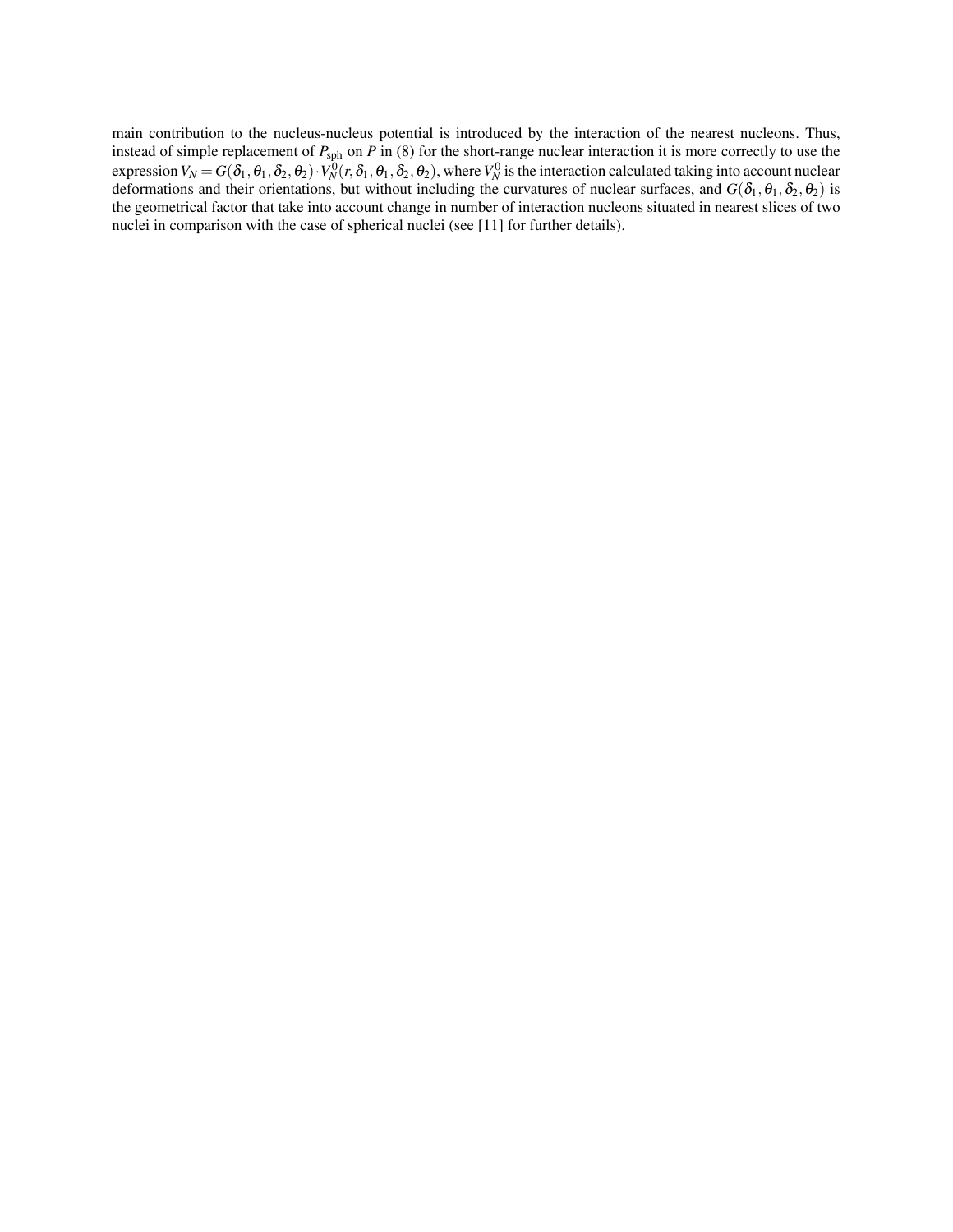main contribution to the nucleus-nucleus potential is introduced by the interaction of the nearest nucleons. Thus, instead of simple replacement of $P_{\rm sph}$ on $P$ in (8) for the short-range nuclear interaction it is more correctly to use the expression $V_N = G(\delta_1, \theta_1, \delta_2, \theta_2) \cdot V_N^0(r, \delta_1, \theta_1, \delta_2, \theta_2)$, where $V_N^0$ is the interaction calculated taking into account nuclear deformations and their orientations, but without including the curvatures of nuclear surfaces, and $G(\delta_1, \theta_1, \delta_2, \theta_2)$ is the geometrical factor that take into account change in number of interaction nucleons situated in nearest slices of two nuclei in comparison with the case of spherical nuclei (see [11] for further details).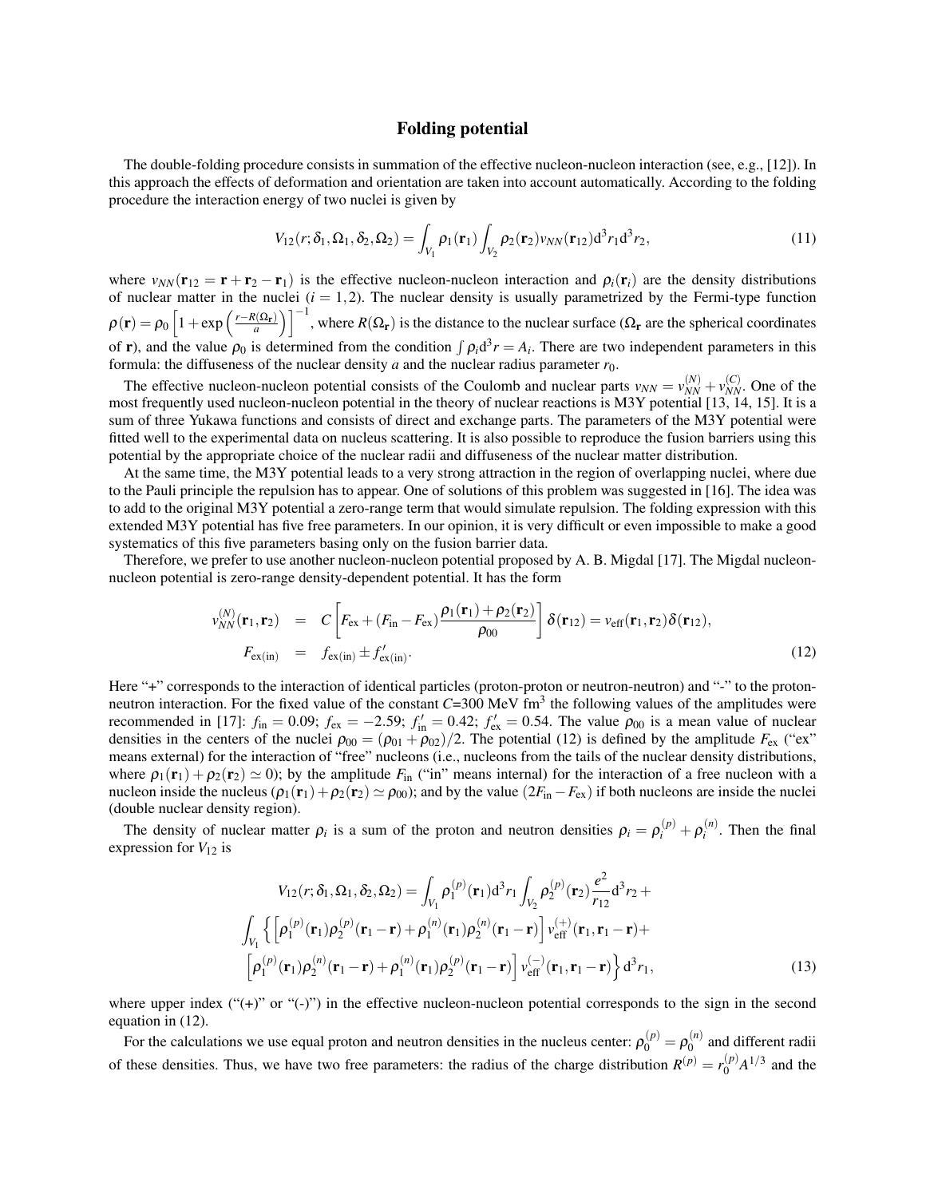## Folding potential

The double-folding procedure consists in summation of the effective nucleon-nucleon interaction (see, e.g., [12]). In this approach the effects of deformation and orientation are taken into account automatically. According to the folding procedure the interaction energy of two nuclei is given by

$$V_{12}(r;\delta_1,\Omega_1,\delta_2,\Omega_2) = \int_{V_1} \rho_1(\mathbf{r}_1) \int_{V_2} \rho_2(\mathbf{r}_2) v_{NN}(\mathbf{r}_{12}) \mathrm{d}^3 r_1 \mathrm{d}^3 r_2, \tag{11}$$

where $v_{NN}(\mathbf{r}_{12} = \mathbf{r} + \mathbf{r}_2 - \mathbf{r}_1)$ is the effective nucleon-nucleon interaction and $\rho_i(\mathbf{r}_i)$ are the density distributions of nuclear matter in the nuclei ($i = 1,2$). The nuclear density is usually parametrized by the Fermi-type function $\rho(\mathbf{r}) = \rho_0 \left[1 + \exp\left(\frac{r - R(\Omega_\mathbf{r})}{a}\right)\right]^{-1}$, where $R(\Omega_\mathbf{r})$ is the distance to the nuclear surface ($\Omega_\mathbf{r}$ are the spherical coordinates of $\mathbf{r}$), and the value $\rho_0$ is determined from the condition $\int \rho_i \mathrm{d}^3 r = A_i$. There are two independent parameters in this formula: the diffuseness of the nuclear density $a$ and the nuclear radius parameter $r_0$.

The effective nucleon-nucleon potential consists of the Coulomb and nuclear parts $v_{NN} = v_{NN}^{(N)} + v_{NN}^{(C)}$. One of the most frequently used nucleon-nucleon potential in the theory of nuclear reactions is M3Y potential [13, 14, 15]. It is a sum of three Yukawa functions and consists of direct and exchange parts. The parameters of the M3Y potential were fitted well to the experimental data on nucleus scattering. It is also possible to reproduce the fusion barriers using this potential by the appropriate choice of the nuclear radii and diffuseness of the nuclear matter distribution.

At the same time, the M3Y potential leads to a very strong attraction in the region of overlapping nuclei, where due to the Pauli principle the repulsion has to appear. One of solutions of this problem was suggested in [16]. The idea was to add to the original M3Y potential a zero-range term that would simulate repulsion. The folding expression with this extended M3Y potential has five free parameters. In our opinion, it is very difficult or even impossible to make a good systematics of this five parameters basing only on the fusion barrier data.

Therefore, we prefer to use another nucleon-nucleon potential proposed by A. B. Migdal [17]. The Migdal nucleon-nucleon potential is zero-range density-dependent potential. It has the form

$$\begin{aligned} v_{NN}^{(N)}(\mathbf{r}_1,\mathbf{r}_2) &= C\left[F_{\mathrm{ex}} + (F_{\mathrm{in}} - F_{\mathrm{ex}})\frac{\rho_1(\mathbf{r}_1) + \rho_2(\mathbf{r}_2)}{\rho_{00}}\right]\delta(\mathbf{r}_{12}) = v_{\mathrm{eff}}(\mathbf{r}_1,\mathbf{r}_2)\delta(\mathbf{r}_{12}), \\ F_{\mathrm{ex(in)}} &= f_{\mathrm{ex(in)}} \pm f'_{\mathrm{ex(in)}}. \end{aligned} \tag{12}$$

Here "+" corresponds to the interaction of identical particles (proton-proton or neutron-neutron) and "-" to the proton-neutron interaction. For the fixed value of the constant $C$=300 MeV fm$^3$ the following values of the amplitudes were recommended in [17]: $f_{\mathrm{in}} = 0.09$; $f_{\mathrm{ex}} = -2.59$; $f'_{\mathrm{in}} = 0.42$; $f'_{\mathrm{ex}} = 0.54$. The value $\rho_{00}$ is a mean value of nuclear densities in the centers of the nuclei $\rho_{00} = (\rho_{01} + \rho_{02})/2$. The potential (12) is defined by the amplitude $F_{\mathrm{ex}}$ ("ex" means external) for the interaction of "free" nucleons (i.e., nucleons from the tails of the nuclear density distributions, where $\rho_1(\mathbf{r}_1) + \rho_2(\mathbf{r}_2) \simeq 0$); by the amplitude $F_{\mathrm{in}}$ ("in" means internal) for the interaction of a free nucleon with a nucleon inside the nucleus ($\rho_1(\mathbf{r}_1) + \rho_2(\mathbf{r}_2) \simeq \rho_{00}$); and by the value ($2F_{\mathrm{in}} - F_{\mathrm{ex}}$) if both nucleons are inside the nuclei (double nuclear density region).

The density of nuclear matter $\rho_i$ is a sum of the proton and neutron densities $\rho_i = \rho_i^{(p)} + \rho_i^{(n)}$. Then the final expression for $V_{12}$ is

$$\begin{aligned} V_{12}(r;\delta_1,\Omega_1,\delta_2,\Omega_2) = \int_{V_1} \rho_1^{(p)}(\mathbf{r}_1)\mathrm{d}^3 r_1 \int_{V_2} \rho_2^{(p)}(\mathbf{r}_2)\frac{e^2}{r_{12}}\mathrm{d}^3 r_2 + \\ \int_{V_1} \left\{ \left[\rho_1^{(p)}(\mathbf{r}_1)\rho_2^{(p)}(\mathbf{r}_1 - \mathbf{r}) + \rho_1^{(n)}(\mathbf{r}_1)\rho_2^{(n)}(\mathbf{r}_1 - \mathbf{r})\right] v_{\mathrm{eff}}^{(+)}(\mathbf{r}_1,\mathbf{r}_1 - \mathbf{r}) + \right. \\ \left. \left[\rho_1^{(p)}(\mathbf{r}_1)\rho_2^{(n)}(\mathbf{r}_1 - \mathbf{r}) + \rho_1^{(n)}(\mathbf{r}_1)\rho_2^{(p)}(\mathbf{r}_1 - \mathbf{r})\right] v_{\mathrm{eff}}^{(-)}(\mathbf{r}_1,\mathbf{r}_1 - \mathbf{r}) \right\} \mathrm{d}^3 r_1, \end{aligned} \tag{13}$$

where upper index ("(+)" or "(-)") in the effective nucleon-nucleon potential corresponds to the sign in the second equation in (12).

For the calculations we use equal proton and neutron densities in the nucleus center: $\rho_0^{(p)} = \rho_0^{(n)}$ and different radii of these densities. Thus, we have two free parameters: the radius of the charge distribution $R^{(p)} = r_0^{(p)} A^{1/3}$ and the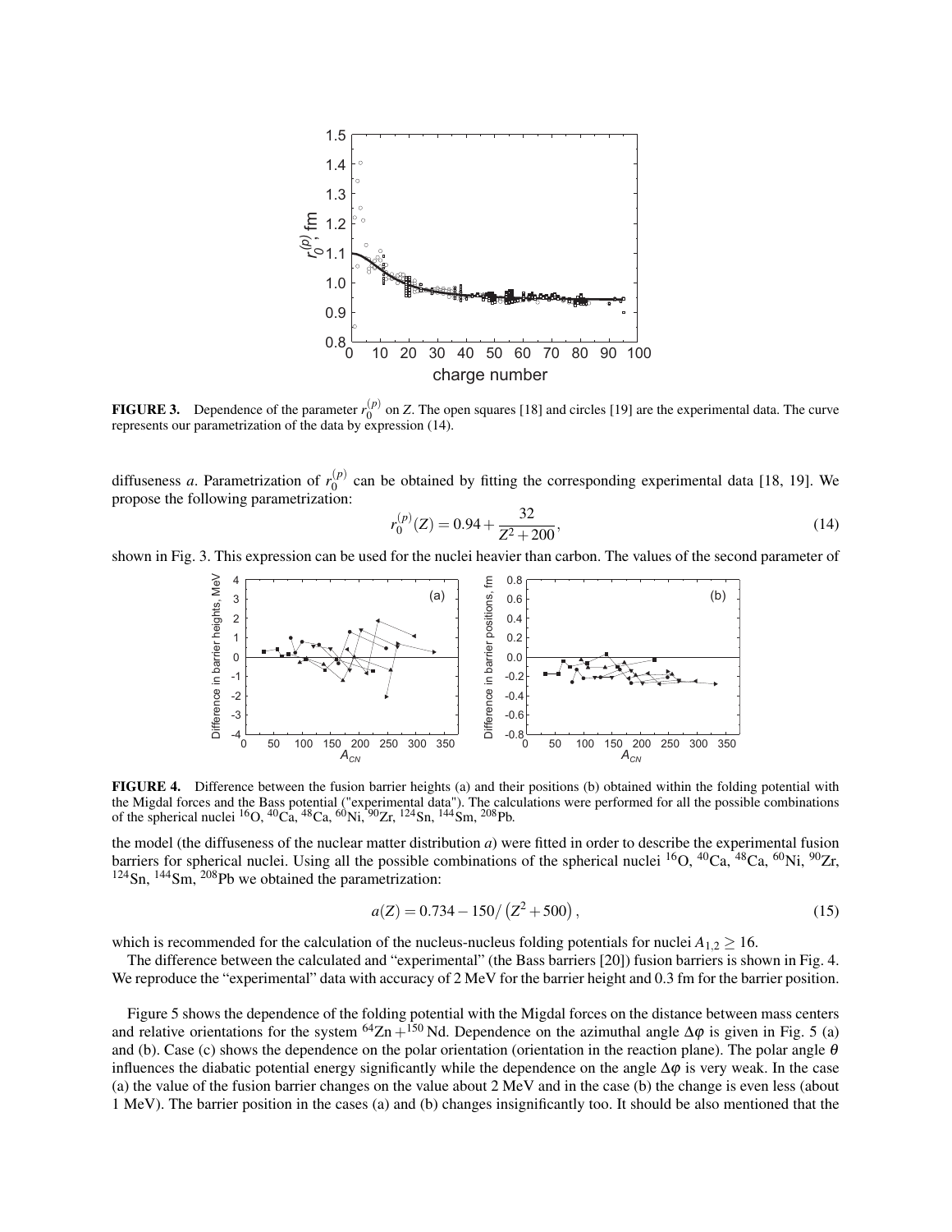**FIGURE 3.** Dependence of the parameter $r_0^{(p)}$ on $Z$. The open squares [18] and circles [19] are the experimental data. The curve represents our parametrization of the data by expression (14).

diffuseness $a$. Parametrization of $r_0^{(p)}$ can be obtained by fitting the corresponding experimental data [18, 19]. We propose the following parametrization:

$$r_0^{(p)}(Z) = 0.94 + \frac{32}{Z^2 + 200}, \tag{14}$$

shown in Fig. 3. This expression can be used for the nuclei heavier than carbon. The values of the second parameter of the model (the diffuseness of the nuclear matter distribution $a$) were fitted in order to describe the experimental fusion barriers for spherical nuclei. Using all the possible combinations of the spherical nuclei $^{16}$O, $^{40}$Ca, $^{48}$Ca, $^{60}$Ni, $^{90}$Zr, $^{124}$Sn, $^{144}$Sm, $^{208}$Pb we obtained the parametrization:

$$a(Z) = 0.734 - 150/\left(Z^2 + 500\right), \tag{15}$$

which is recommended for the calculation of the nucleus-nucleus folding potentials for nuclei $A_{1,2} \geq 16$.

**FIGURE 4.** Difference between the fusion barrier heights (a) and their positions (b) obtained within the folding potential with the Migdal forces and the Bass potential ("experimental data"). The calculations were performed for all the possible combinations of the spherical nuclei $^{16}$O, $^{40}$Ca, $^{48}$Ca, $^{60}$Ni, $^{90}$Zr, $^{124}$Sn, $^{144}$Sm, $^{208}$Pb.

The difference between the calculated and "experimental" (the Bass barriers [20]) fusion barriers is shown in Fig. 4. We reproduce the "experimental" data with accuracy of 2 MeV for the barrier height and 0.3 fm for the barrier position.

Figure 5 shows the dependence of the folding potential with the Migdal forces on the distance between mass centers and relative orientations for the system $^{64}$Zn + $^{150}$Nd. Dependence on the azimuthal angle $\Delta\varphi$ is given in Fig. 5 (a) and (b). Case (c) shows the dependence on the polar orientation (orientation in the reaction plane). The polar angle $\theta$ influences the diabatic potential energy significantly while the dependence on the angle $\Delta\varphi$ is very weak. In the case (a) the value of the fusion barrier changes on the value about 2 MeV and in the case (b) the change is even less (about 1 MeV). The barrier position in the cases (a) and (b) changes insignificantly too. It should be also mentioned that the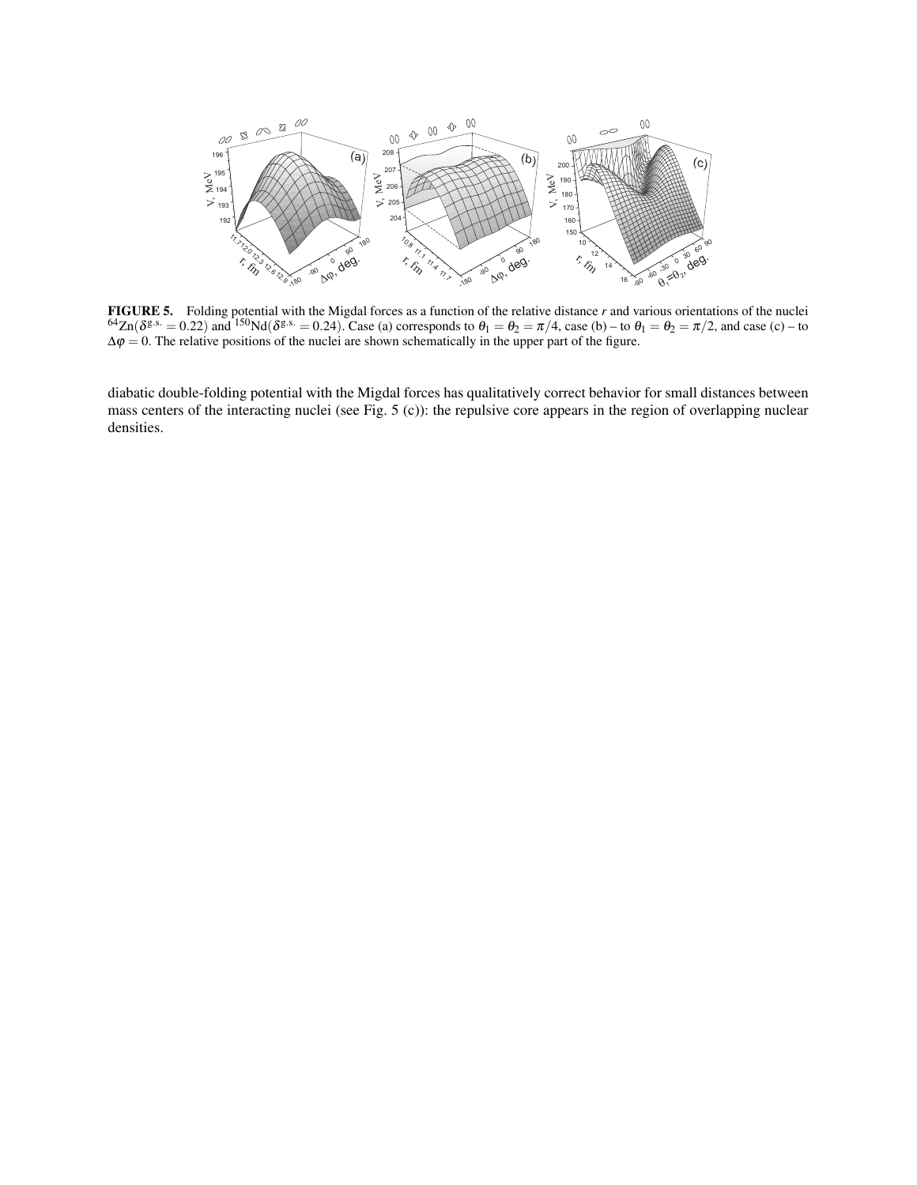**FIGURE 5.** Folding potential with the Migdal forces as a function of the relative distance $r$ and various orientations of the nuclei $^{64}$Zn($\delta^{\text{g.s.}} = 0.22$) and $^{150}$Nd($\delta^{\text{g.s.}} = 0.24$). Case (a) corresponds to $\theta_1 = \theta_2 = \pi/4$, case (b) – to $\theta_1 = \theta_2 = \pi/2$, and case (c) – to $\Delta\varphi = 0$. The relative positions of the nuclei are shown schematically in the upper part of the figure.

diabatic double-folding potential with the Migdal forces has qualitatively correct behavior for small distances between mass centers of the interacting nuclei (see Fig. 5 (c)): the repulsive core appears in the region of overlapping nuclear densities.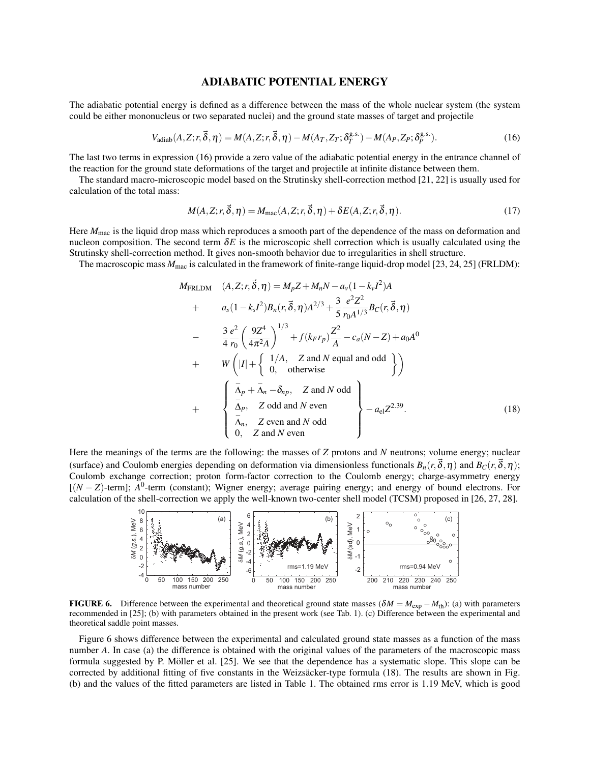## ADIABATIC POTENTIAL ENERGY

The adiabatic potential energy is defined as a difference between the mass of the whole nuclear system (the system could be either mononucleus or two separated nuclei) and the ground state masses of target and projectile

$$V_{\rm adiab}(A,Z;r,\vec{\delta},\eta) = M(A,Z;r,\vec{\delta},\eta) - M(A_T,Z_T;\delta_T^{\rm g.s.}) - M(A_P,Z_P;\delta_P^{\rm g.s.}). \tag{16}$$

The last two terms in expression (16) provide a zero value of the adiabatic potential energy in the entrance channel of the reaction for the ground state deformations of the target and projectile at infinite distance between them.

The standard macro-microscopic model based on the Strutinsky shell-correction method [21, 22] is usually used for calculation of the total mass:

$$M(A,Z;r,\vec{\delta},\eta) = M_{\rm mac}(A,Z;r,\vec{\delta},\eta) + \delta E(A,Z;r,\vec{\delta},\eta). \tag{17}$$

Here $M_{\rm mac}$ is the liquid drop mass which reproduces a smooth part of the dependence of the mass on deformation and nucleon composition. The second term $\delta E$ is the microscopic shell correction which is usually calculated using the Strutinsky shell-correction method. It gives non-smooth behavior due to irregularities in shell structure.

The macroscopic mass $M_{\rm mac}$ is calculated in the framework of finite-range liquid-drop model [23, 24, 25] (FRLDM):

$$\begin{aligned}
M_{\rm FRLDM} \quad & (A,Z;r,\vec{\delta},\eta) = M_p Z + M_n N - a_v(1-k_v I^2)A \\
+ \quad & a_s(1-k_s I^2)B_n(r,\vec{\delta},\eta)A^{2/3} + \frac{3}{5}\frac{e^2 Z^2}{r_0 A^{1/3}} B_C(r,\vec{\delta},\eta) \\
- \quad & \frac{3}{4}\frac{e^2}{r_0}\left(\frac{9Z^4}{4\pi^2 A}\right)^{1/3} + f(k_F r_p)\frac{Z^2}{A} - c_a(N-Z) + a_0 A^0 \\
+ \quad & W\left(|I| + \left\{ \begin{array}{ll} 1/A, & Z \text{ and } N \text{ equal and odd} \\ 0, & \text{otherwise} \end{array} \right\}\right) \\
+ \quad & \left\{ \begin{array}{ll} \bar{\Delta}_p + \bar{\Delta}_n - \delta_{np}, & Z \text{ and } N \text{ odd} \\ \bar{\Delta}_p, & Z \text{ odd and } N \text{ even} \\ \bar{\Delta}_n, & Z \text{ even and } N \text{ odd} \\ 0, & Z \text{ and } N \text{ even} \end{array} \right\} - a_{\rm el} Z^{2.39}.
\end{aligned} \tag{18}$$

Here the meanings of the terms are the following: the masses of $Z$ protons and $N$ neutrons; volume energy; nuclear (surface) and Coulomb energies depending on deformation via dimensionless functionals $B_n(r,\vec{\delta},\eta)$ and $B_C(r,\vec{\delta},\eta)$; Coulomb exchange correction; proton form-factor correction to the Coulomb energy; charge-asymmetry energy [$(N-Z)$-term]; $A^0$-term (constant); Wigner energy; average pairing energy; and energy of bound electrons. For calculation of the shell-correction we apply the well-known two-center shell model (TCSM) proposed in [26, 27, 28].

**FIGURE 6.** Difference between the experimental and theoretical ground state masses ($\delta M = M_{\rm exp} - M_{\rm th}$): (a) with parameters recommended in [25]; (b) with parameters obtained in the present work (see Tab. 1). (c) Difference between the experimental and theoretical saddle point masses.

Figure 6 shows difference between the experimental and calculated ground state masses as a function of the mass number $A$. In case (a) the difference is obtained with the original values of the parameters of the macroscopic mass formula suggested by P. Möller et al. [25]. We see that the dependence has a systematic slope. This slope can be corrected by additional fitting of five constants in the Weizsäcker-type formula (18). The results are shown in Fig. (b) and the values of the fitted parameters are listed in Table 1. The obtained rms error is 1.19 MeV, which is good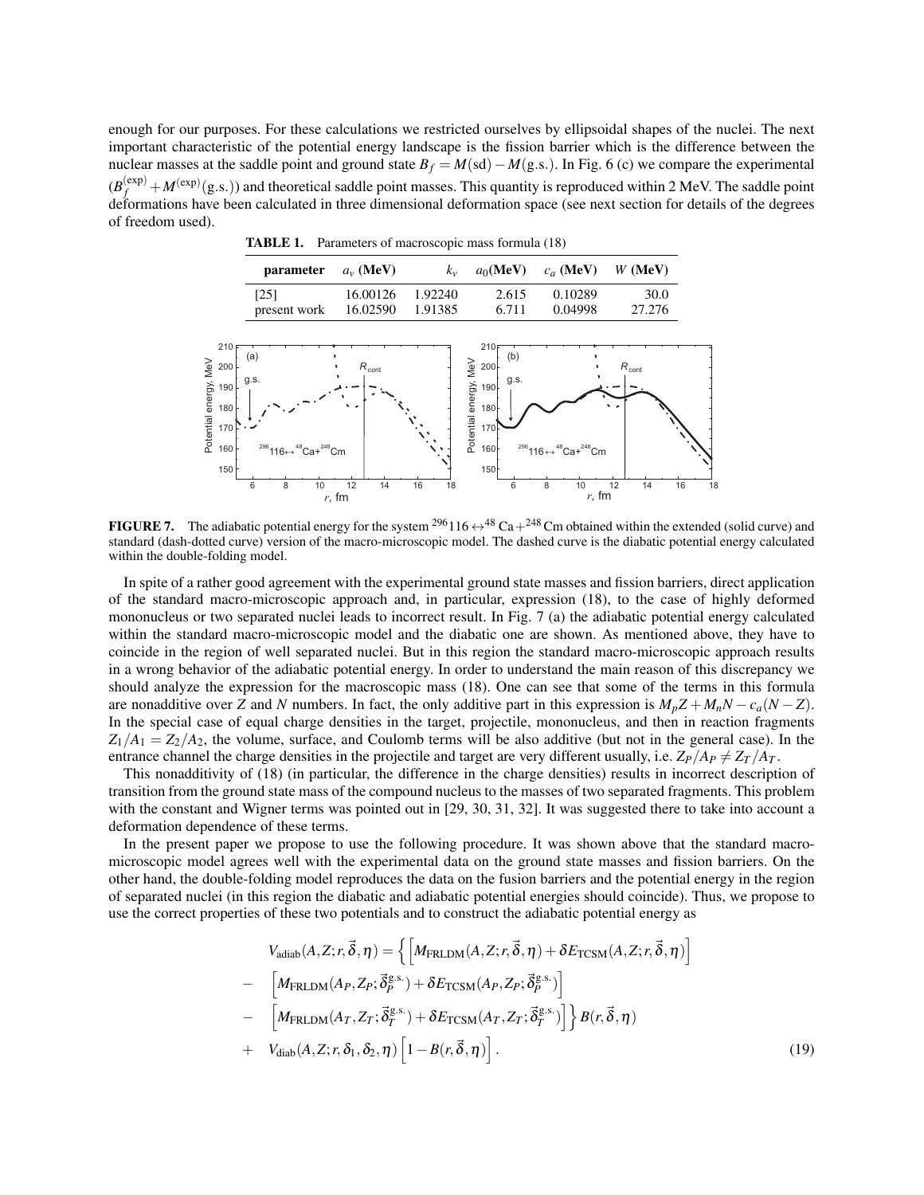enough for our purposes. For these calculations we restricted ourselves by ellipsoidal shapes of the nuclei. The next important characteristic of the potential energy landscape is the fission barrier which is the difference between the nuclear masses at the saddle point and ground state $B_f = M(\mathrm{sd}) - M(\mathrm{g.s.})$. In Fig. 6 (c) we compare the experimental $(B_f^{(\mathrm{exp})} + M^{(\mathrm{exp})}(\mathrm{g.s.}))$ and theoretical saddle point masses. This quantity is reproduced within 2 MeV. The saddle point deformations have been calculated in three dimensional deformation space (see next section for details of the degrees of freedom used).

**TABLE 1.** Parameters of macroscopic mass formula (18)

| parameter | $a_v$ (MeV) | $k_v$ | $a_0$(MeV) | $c_a$ (MeV) | $W$ (MeV) |
|---|---|---|---|---|---|
| [25] | 16.00126 | 1.92240 | 2.615 | 0.10289 | 30.0 |
| present work | 16.02590 | 1.91385 | 6.711 | 0.04998 | 27.276 |

**FIGURE 7.** The adiabatic potential energy for the system $^{296}116 \leftrightarrow ^{48}\mathrm{Ca} + ^{248}\mathrm{Cm}$ obtained within the extended (solid curve) and standard (dash-dotted curve) version of the macro-microscopic model. The dashed curve is the diabatic potential energy calculated within the double-folding model.

In spite of a rather good agreement with the experimental ground state masses and fission barriers, direct application of the standard macro-microscopic approach and, in particular, expression (18), to the case of highly deformed mononucleus or two separated nuclei leads to incorrect result. In Fig. 7 (a) the adiabatic potential energy calculated within the standard macro-microscopic model and the diabatic one are shown. As mentioned above, they have to coincide in the region of well separated nuclei. But in this region the standard macro-microscopic approach results in a wrong behavior of the adiabatic potential energy. In order to understand the main reason of this discrepancy we should analyze the expression for the macroscopic mass (18). One can see that some of the terms in this formula are nonadditive over $Z$ and $N$ numbers. In fact, the only additive part in this expression is $M_pZ + M_nN - c_a(N-Z)$. In the special case of equal charge densities in the target, projectile, mononucleus, and then in reaction fragments $Z_1/A_1 = Z_2/A_2$, the volume, surface, and Coulomb terms will be also additive (but not in the general case). In the entrance channel the charge densities in the projectile and target are very different usually, i.e. $Z_P/A_P \neq Z_T/A_T$.

This nonadditivity of (18) (in particular, the difference in the charge densities) results in incorrect description of transition from the ground state mass of the compound nucleus to the masses of two separated fragments. This problem with the constant and Wigner terms was pointed out in [29, 30, 31, 32]. It was suggested there to take into account a deformation dependence of these terms.

In the present paper we propose to use the following procedure. It was shown above that the standard macro-microscopic model agrees well with the experimental data on the ground state masses and fission barriers. On the other hand, the double-folding model reproduces the data on the fusion barriers and the potential energy in the region of separated nuclei (in this region the diabatic and adiabatic potential energies should coincide). Thus, we propose to use the correct properties of these two potentials and to construct the adiabatic potential energy as

$$
\begin{aligned}
& V_{\mathrm{adiab}}(A,Z;r,\vec{\delta},\eta) = \Big\{ \Big[ M_{\mathrm{FRLDM}}(A,Z;r,\vec{\delta},\eta) + \delta E_{\mathrm{TCSM}}(A,Z;r,\vec{\delta},\eta) \Big] \\
- & \Big[ M_{\mathrm{FRLDM}}(A_P,Z_P;\vec{\delta}_P^{\mathrm{g.s.}}) + \delta E_{\mathrm{TCSM}}(A_P,Z_P;\vec{\delta}_P^{\mathrm{g.s.}}) \Big] \\
- & \Big[ M_{\mathrm{FRLDM}}(A_T,Z_T;\vec{\delta}_T^{\mathrm{g.s.}}) + \delta E_{\mathrm{TCSM}}(A_T,Z_T;\vec{\delta}_T^{\mathrm{g.s.}}) \Big] \Big\} B(r,\vec{\delta},\eta) \\
+ & V_{\mathrm{diab}}(A,Z;r,\delta_1,\delta_2,\eta) \Big[ 1 - B(r,\vec{\delta},\eta) \Big] .
\end{aligned} \tag{19}
$$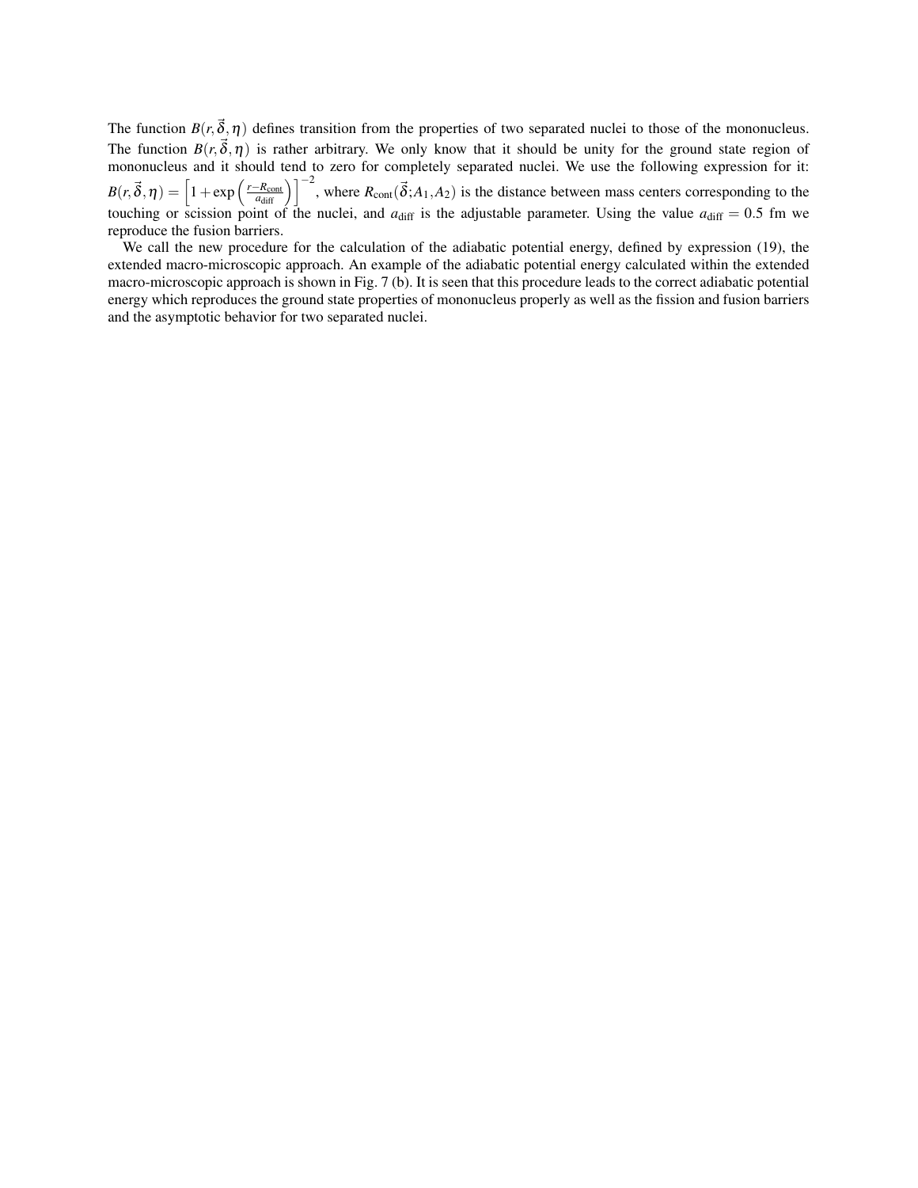The function $B(r,\vec{\delta},\eta)$ defines transition from the properties of two separated nuclei to those of the mononucleus. The function $B(r,\vec{\delta},\eta)$ is rather arbitrary. We only know that it should be unity for the ground state region of mononucleus and it should tend to zero for completely separated nuclei. We use the following expression for it: $B(r,\vec{\delta},\eta) = \left[1+\exp\left(\frac{r-R_{\rm cont}}{a_{\rm diff}}\right)\right]^{-2}$, where $R_{\rm cont}(\vec{\delta};A_1,A_2)$ is the distance between mass centers corresponding to the touching or scission point of the nuclei, and $a_{\rm diff}$ is the adjustable parameter. Using the value $a_{\rm diff} = 0.5$ fm we reproduce the fusion barriers.

We call the new procedure for the calculation of the adiabatic potential energy, defined by expression (19), the extended macro-microscopic approach. An example of the adiabatic potential energy calculated within the extended macro-microscopic approach is shown in Fig. 7 (b). It is seen that this procedure leads to the correct adiabatic potential energy which reproduces the ground state properties of mononucleus properly as well as the fission and fusion barriers and the asymptotic behavior for two separated nuclei.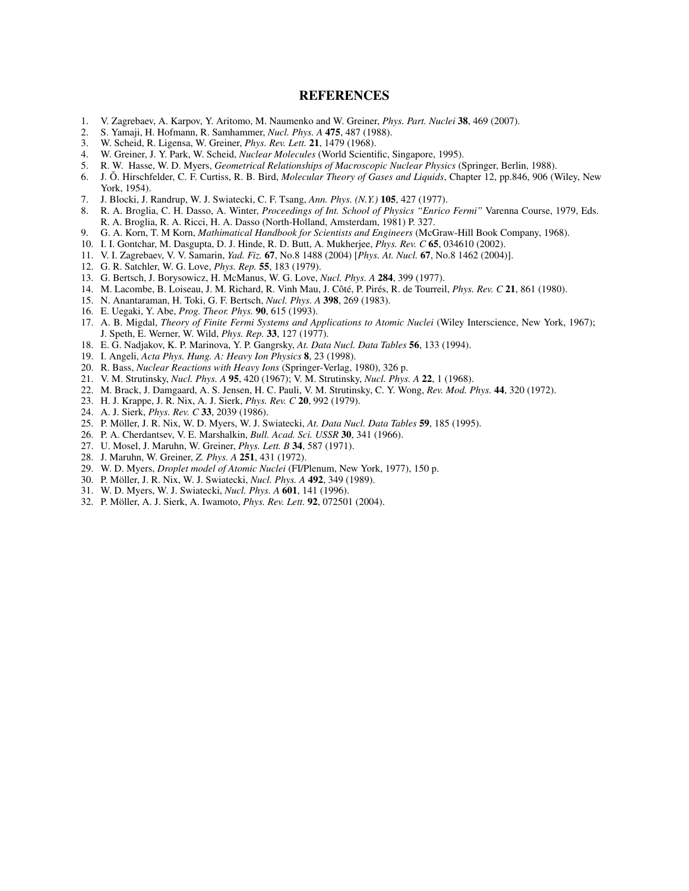## REFERENCES

1. V. Zagrebaev, A. Karpov, Y. Aritomo, M. Naumenko and W. Greiner, *Phys. Part. Nuclei* **38**, 469 (2007).
2. S. Yamaji, H. Hofmann, R. Samhammer, *Nucl. Phys. A* **475**, 487 (1988).
3. W. Scheid, R. Ligensa, W. Greiner, *Phys. Rev. Lett.* **21**, 1479 (1968).
4. W. Greiner, J. Y. Park, W. Scheid, *Nuclear Molecules* (World Scientific, Singapore, 1995).
5. R. W. Hasse, W. D. Myers, *Geometrical Relationships of Macroscopic Nuclear Physics* (Springer, Berlin, 1988).
6. J. Õ. Hirschfelder, C. F. Curtiss, R. B. Bird, *Molecular Theory of Gases and Liquids*, Chapter 12, pp.846, 906 (Wiley, New York, 1954).
7. J. Blocki, J. Randrup, W. J. Swiatecki, C. F. Tsang, *Ann. Phys. (N.Y.)* **105**, 427 (1977).
8. R. A. Broglia, C. H. Dasso, A. Winter, *Proceedings of Int. School of Physics "Enrico Fermi"* Varenna Course, 1979, Eds. R. A. Broglia, R. A. Ricci, H. A. Dasso (North-Holland, Amsterdam, 1981) P. 327.
9. G. A. Korn, T. M Korn, *Mathimatical Handbook for Scientists and Engineers* (McGraw-Hill Book Company, 1968).
10. I. I. Gontchar, M. Dasgupta, D. J. Hinde, R. D. Butt, A. Mukherjee, *Phys. Rev. C* **65**, 034610 (2002).
11. V. I. Zagrebaev, V. V. Samarin, *Yad. Fiz.* **67**, No.8 1488 (2004) [*Phys. At. Nucl.* **67**, No.8 1462 (2004)].
12. G. R. Satchler, W. G. Love, *Phys. Rep.* **55**, 183 (1979).
13. G. Bertsch, J. Borysowicz, H. McManus, W. G. Love, *Nucl. Phys. A* **284**, 399 (1977).
14. M. Lacombe, B. Loiseau, J. M. Richard, R. Vinh Mau, J. Côté, P. Pirés, R. de Tourreil, *Phys. Rev. C* **21**, 861 (1980).
15. N. Anantaraman, H. Toki, G. F. Bertsch, *Nucl. Phys. A* **398**, 269 (1983).
16. E. Uegaki, Y. Abe, *Prog. Theor. Phys.* **90**, 615 (1993).
17. A. B. Migdal, *Theory of Finite Fermi Systems and Applications to Atomic Nuclei* (Wiley Interscience, New York, 1967); J. Speth, E. Werner, W. Wild, *Phys. Rep.* **33**, 127 (1977).
18. E. G. Nadjakov, K. P. Marinova, Y. P. Gangrsky, *At. Data Nucl. Data Tables* **56**, 133 (1994).
19. I. Angeli, *Acta Phys. Hung. A: Heavy Ion Physics* **8**, 23 (1998).
20. R. Bass, *Nuclear Reactions with Heavy Ions* (Springer-Verlag, 1980), 326 p.
21. V. M. Strutinsky, *Nucl. Phys. A* **95**, 420 (1967); V. M. Strutinsky, *Nucl. Phys. A* **22**, 1 (1968).
22. M. Brack, J. Damgaard, A. S. Jensen, H. C. Pauli, V. M. Strutinsky, C. Y. Wong, *Rev. Mod. Phys.* **44**, 320 (1972).
23. H. J. Krappe, J. R. Nix, A. J. Sierk, *Phys. Rev. C* **20**, 992 (1979).
24. A. J. Sierk, *Phys. Rev. C* **33**, 2039 (1986).
25. P. Möller, J. R. Nix, W. D. Myers, W. J. Swiatecki, *At. Data Nucl. Data Tables* **59**, 185 (1995).
26. P. A. Cherdantsev, V. E. Marshalkin, *Bull. Acad. Sci. USSR* **30**, 341 (1966).
27. U. Mosel, J. Maruhn, W. Greiner, *Phys. Lett. B* **34**, 587 (1971).
28. J. Maruhn, W. Greiner, *Z. Phys. A* **251**, 431 (1972).
29. W. D. Myers, *Droplet model of Atomic Nuclei* (FI/Plenum, New York, 1977), 150 p.
30. P. Möller, J. R. Nix, W. J. Swiatecki, *Nucl. Phys. A* **492**, 349 (1989).
31. W. D. Myers, W. J. Swiatecki, *Nucl. Phys. A* **601**, 141 (1996).
32. P. Möller, A. J. Sierk, A. Iwamoto, *Phys. Rev. Lett.* **92**, 072501 (2004).